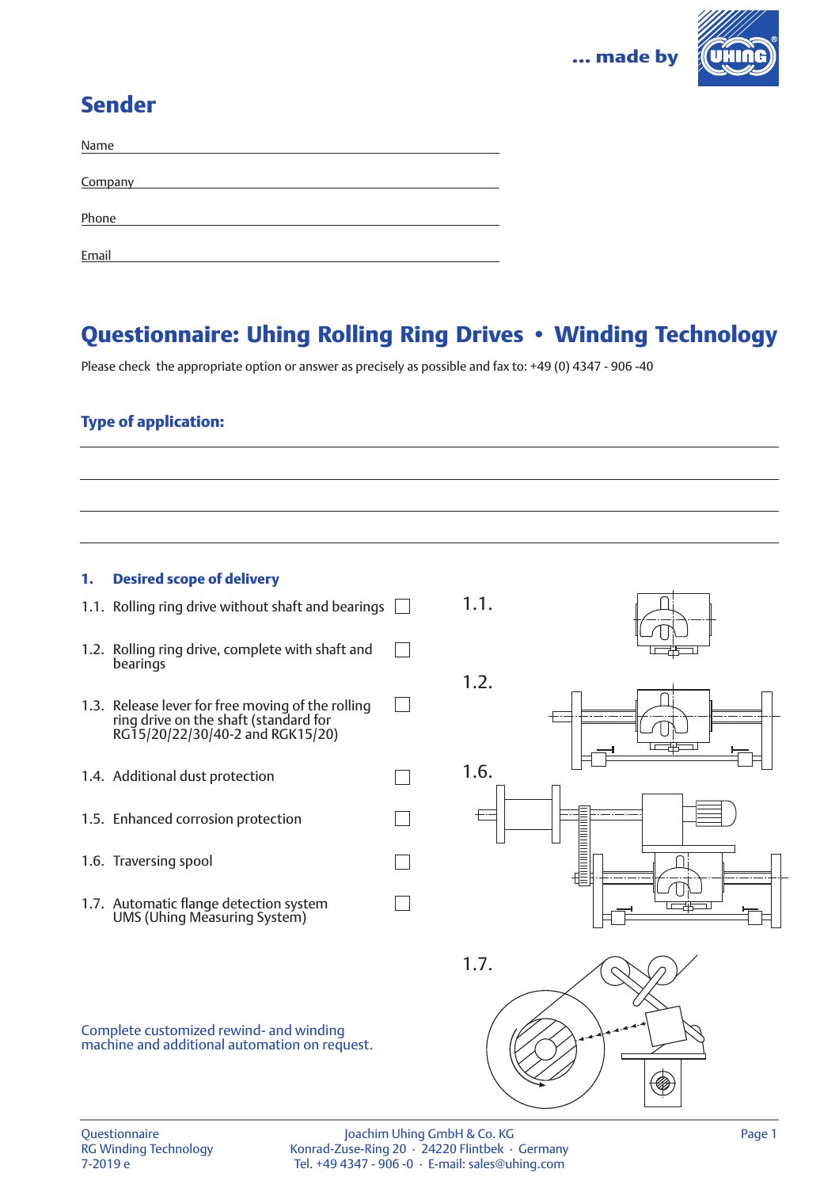... made by

# Sender

Name ______________________________

Company ______________________________

Phone ______________________________

Email ______________________________

# Questionnaire: Uhing Rolling Ring Drives • Winding Technology

Please check the appropriate option or answer as precisely as possible and fax to: +49 (0) 4347 - 906 -40

## Type of application:

______________________________

______________________________

______________________________

______________________________

## 1. Desired scope of delivery

- 1.1. Rolling ring drive without shaft and bearings ☐
- 1.2. Rolling ring drive, complete with shaft and bearings ☐
- 1.3. Release lever for free moving of the rolling ring drive on the shaft (standard for RG15/20/22/30/40-2 and RGK15/20) ☐
- 1.4. Additional dust protection ☐
- 1.5. Enhanced corrosion protection ☐
- 1.6. Traversing spool ☐
- 1.7. Automatic flange detection system UMS (Uhing Measuring System) ☐

1.1.

1.2.

1.6.

1.7.

Complete customized rewind- and winding machine and additional automation on request.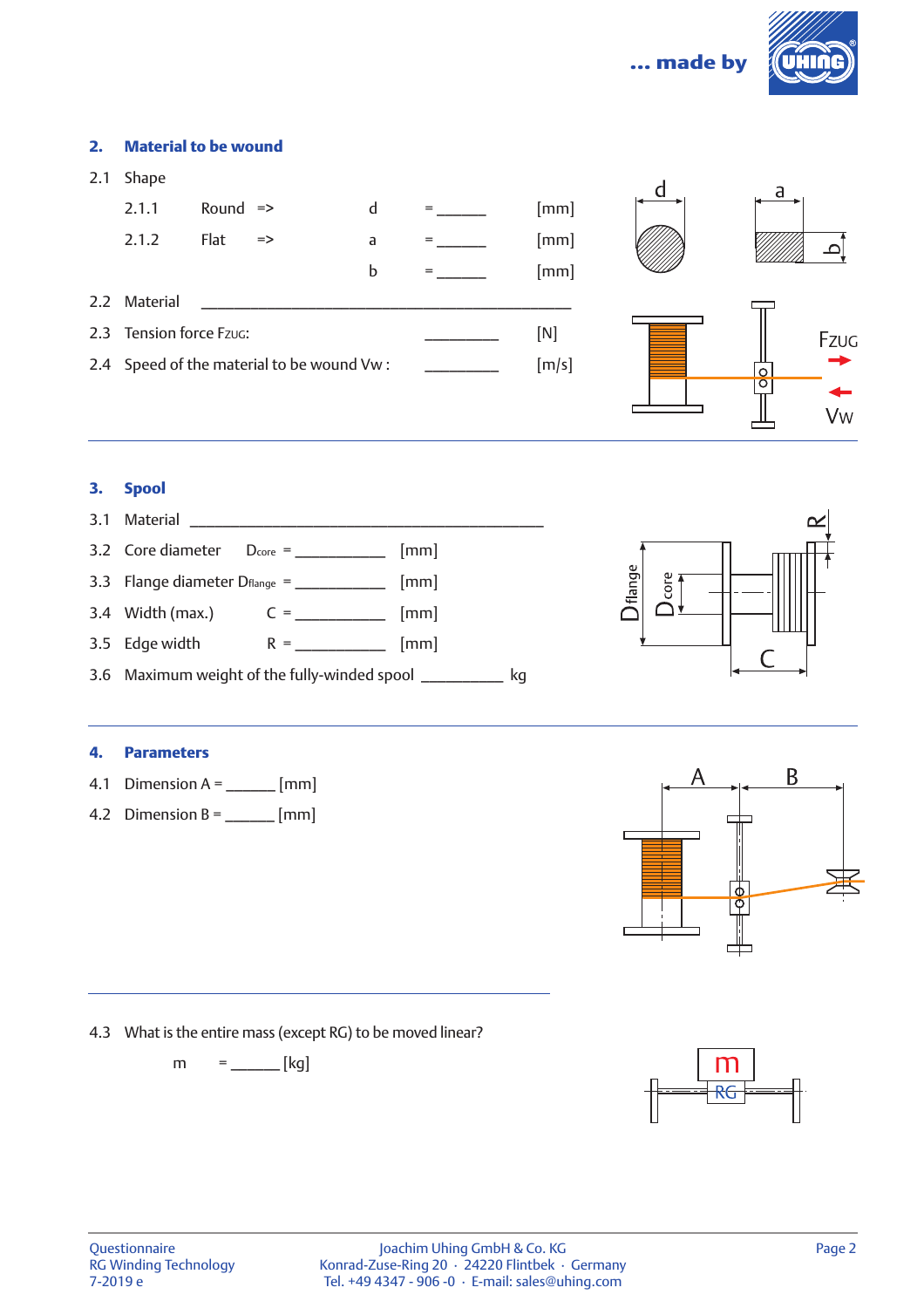## 2. Material to be wound

2.1 Shape

2.1.1 Round => d = ______ [mm]

2.1.2 Flat => a = ______ [mm]

b = ______ [mm]

2.2 Material ______________________________________________

2.3 Tension force $F_{ZUG}$: _________ [N]

2.4 Speed of the material to be wound Vw : _________ [m/s]

## 3. Spool

3.1 Material ______________________________________________

3.2 Core diameter $D_{core}$ = ___________ [mm]

3.3 Flange diameter $D_{flange}$ = ___________ [mm]

3.4 Width (max.) C = ___________ [mm]

3.5 Edge width R = ___________ [mm]

3.6 Maximum weight of the fully-winded spool __________ kg

## 4. Parameters

4.1 Dimension A = ______ [mm]

4.2 Dimension B = ______ [mm]

4.3 What is the entire mass (except RG) to be moved linear?

m = ______ [kg]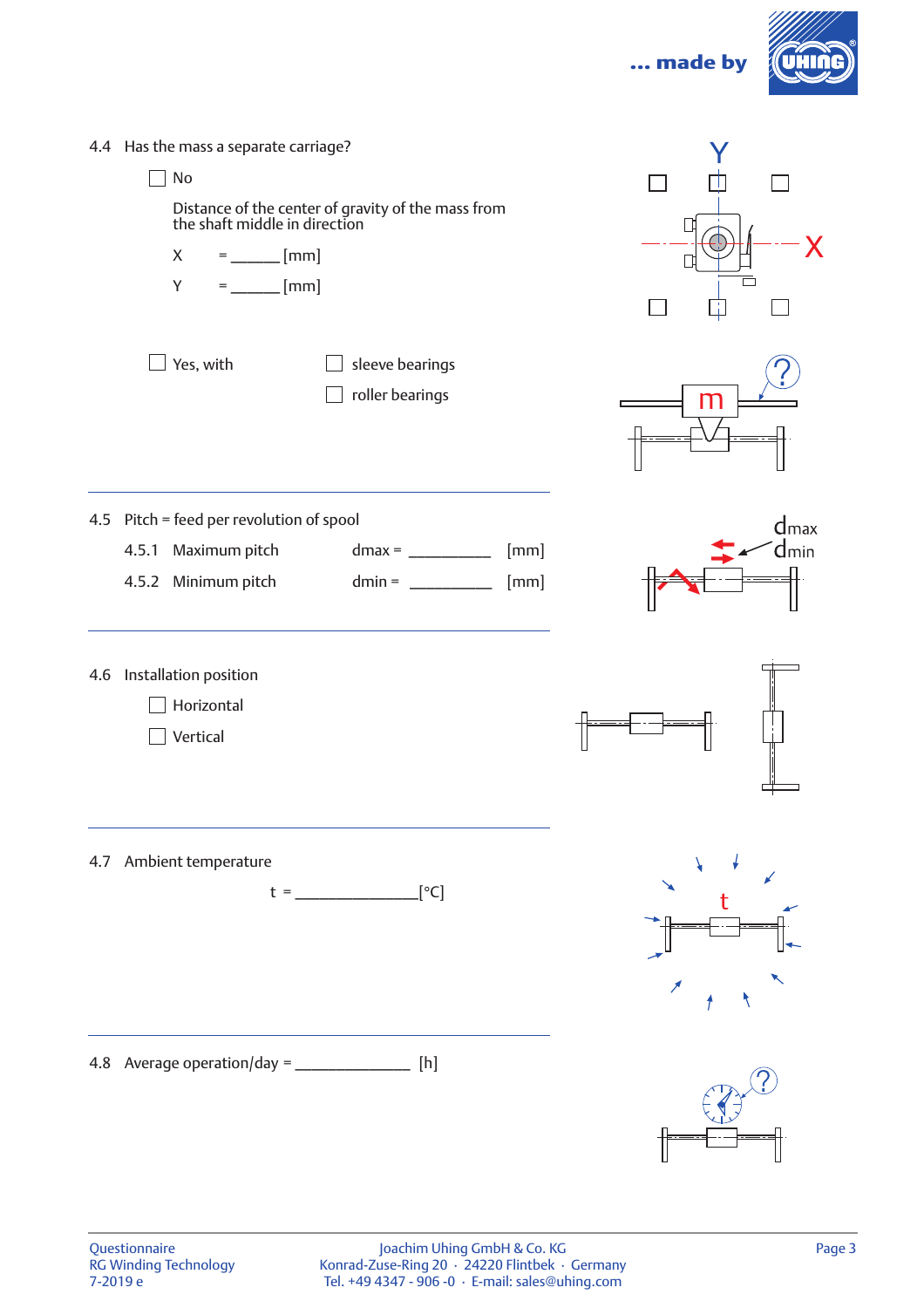4.4 Has the mass a separate carriage?

☐ No

Distance of the center of gravity of the mass from the shaft middle in direction

X = ______ [mm]

Y = ______ [mm]

☐ Yes, with ☐ sleeve bearings

☐ roller bearings

4.5 Pitch = feed per revolution of spool

4.5.1 Maximum pitch dmax = __________ [mm]

4.5.2 Minimum pitch dmin = __________ [mm]

4.6 Installation position

☐ Horizontal

☐ Vertical

4.7 Ambient temperature

t = _______________[°C]

4.8 Average operation/day = ______________ [h]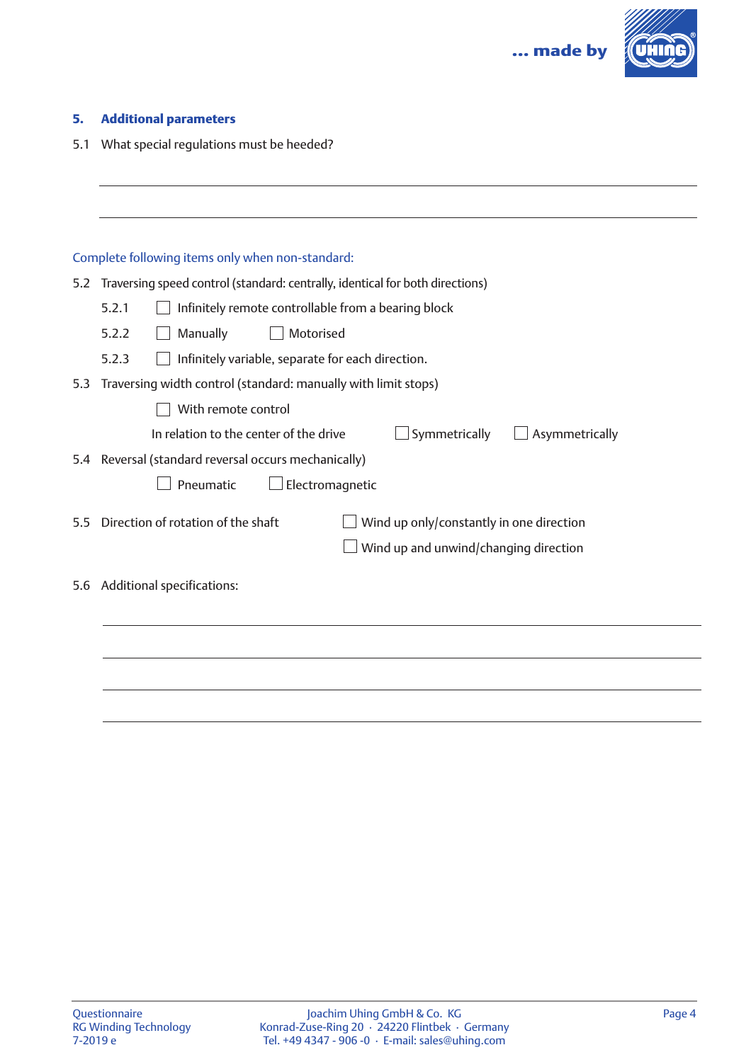## 5. Additional parameters

5.1 What special regulations must be heeded?

\_\_\_\_\_\_\_\_\_\_\_\_\_\_\_\_\_\_\_\_\_\_\_\_\_\_\_\_\_\_\_\_\_\_\_\_\_\_\_\_

\_\_\_\_\_\_\_\_\_\_\_\_\_\_\_\_\_\_\_\_\_\_\_\_\_\_\_\_\_\_\_\_\_\_\_\_\_\_\_\_

Complete following items only when non-standard:

5.2 Traversing speed control (standard: centrally, identical for both directions)

- 5.2.1 ☐ Infinitely remote controllable from a bearing block
- 5.2.2 ☐ Manually ☐ Motorised
- 5.2.3 ☐ Infinitely variable, separate for each direction.

5.3 Traversing width control (standard: manually with limit stops)

☐ With remote control

In relation to the center of the drive ☐ Symmetrically ☐ Asymmetrically

5.4 Reversal (standard reversal occurs mechanically)

☐ Pneumatic ☐ Electromagnetic

5.5 Direction of rotation of the shaft

☐ Wind up only/constantly in one direction

☐ Wind up and unwind/changing direction

5.6 Additional specifications:

\_\_\_\_\_\_\_\_\_\_\_\_\_\_\_\_\_\_\_\_\_\_\_\_\_\_\_\_\_\_\_\_\_\_\_\_\_\_\_\_

\_\_\_\_\_\_\_\_\_\_\_\_\_\_\_\_\_\_\_\_\_\_\_\_\_\_\_\_\_\_\_\_\_\_\_\_\_\_\_\_

\_\_\_\_\_\_\_\_\_\_\_\_\_\_\_\_\_\_\_\_\_\_\_\_\_\_\_\_\_\_\_\_\_\_\_\_\_\_\_\_

\_\_\_\_\_\_\_\_\_\_\_\_\_\_\_\_\_\_\_\_\_\_\_\_\_\_\_\_\_\_\_\_\_\_\_\_\_\_\_\_